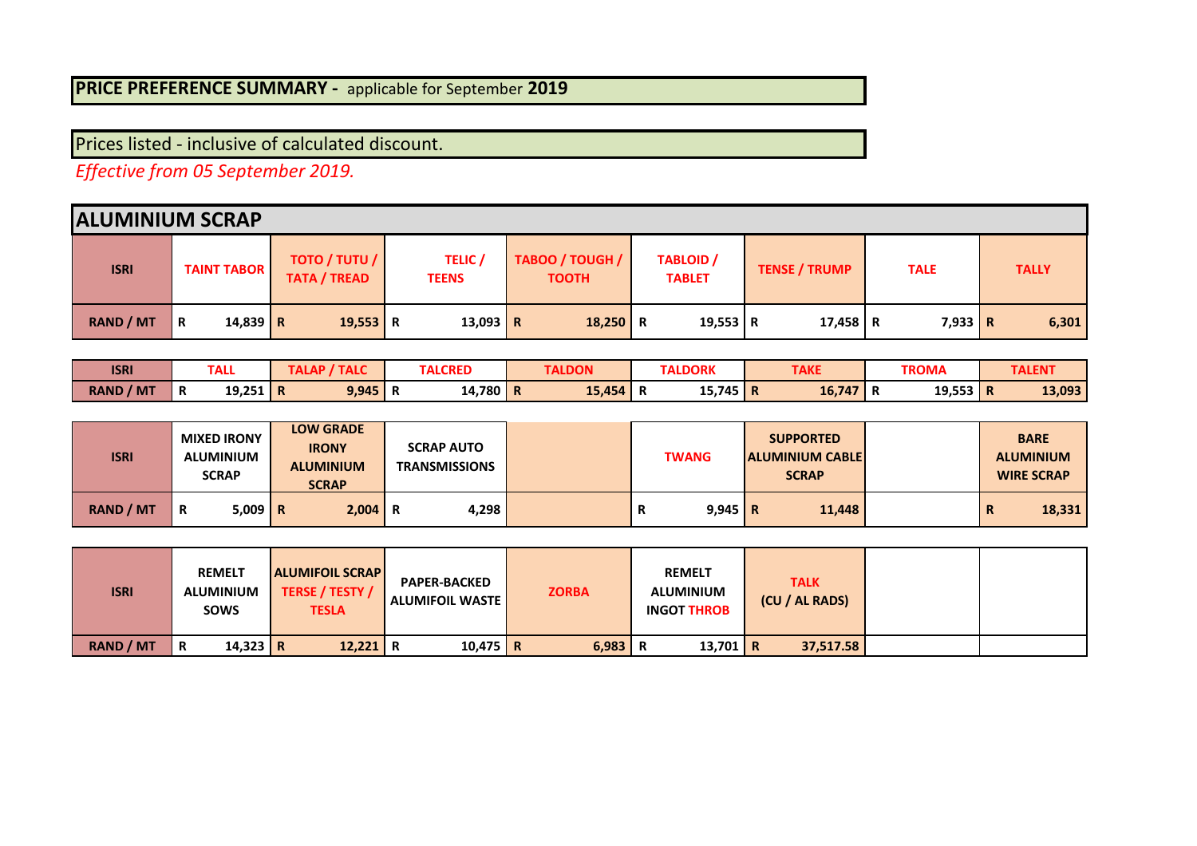**PRICE PREFERENCE SUMMARY -** applicable for September **2019**

Prices listed - inclusive of calculated discount.

*Effective from 05 September 2019.*

## ALUMINIUM SCRAP

| ISRI | TAINT TABOR | TOTO / TUTU / TATA / TREAD | TELIC / TEENS | TABOO / TOUGH / TOOTH | TABLOID / TABLET | TENSE / TRUMP | TALE | TALLY |
|---|---|---|---|---|---|---|---|---|
| RAND / MT | R 14,839 | R 19,553 | R 13,093 | R 18,250 | R 19,553 | R 17,458 | R 7,933 | R 6,301 |

| ISRI | TALL | TALAP / TALC | TALCRED | TALDON | TALDORK | TAKE | TROMA | TALENT |
|---|---|---|---|---|---|---|---|---|
| RAND / MT | R 19,251 | R 9,945 | R 14,780 | R 15,454 | R 15,745 | R 16,747 | R 19,553 | R 13,093 |

| ISRI | MIXED IRONY ALUMINIUM SCRAP | LOW GRADE IRONY ALUMINIUM SCRAP | SCRAP AUTO TRANSMISSIONS | | TWANG | SUPPORTED ALUMINIUM CABLE SCRAP | | BARE ALUMINIUM WIRE SCRAP |
|---|---|---|---|---|---|---|---|---|
| RAND / MT | R 5,009 | R 2,004 | R 4,298 | | R 9,945 | R 11,448 | | R 18,331 |

| ISRI | REMELT ALUMINIUM SOWS | ALUMIFOIL SCRAP TERSE / TESTY / TESLA | PAPER-BACKED ALUMIFOIL WASTE | ZORBA | REMELT ALUMINIUM INGOT THROB | TALK (CU / AL RADS) | | |
|---|---|---|---|---|---|---|---|---|
| RAND / MT | R 14,323 | R 12,221 | R 10,475 | R 6,983 | R 13,701 | R 37,517.58 | | |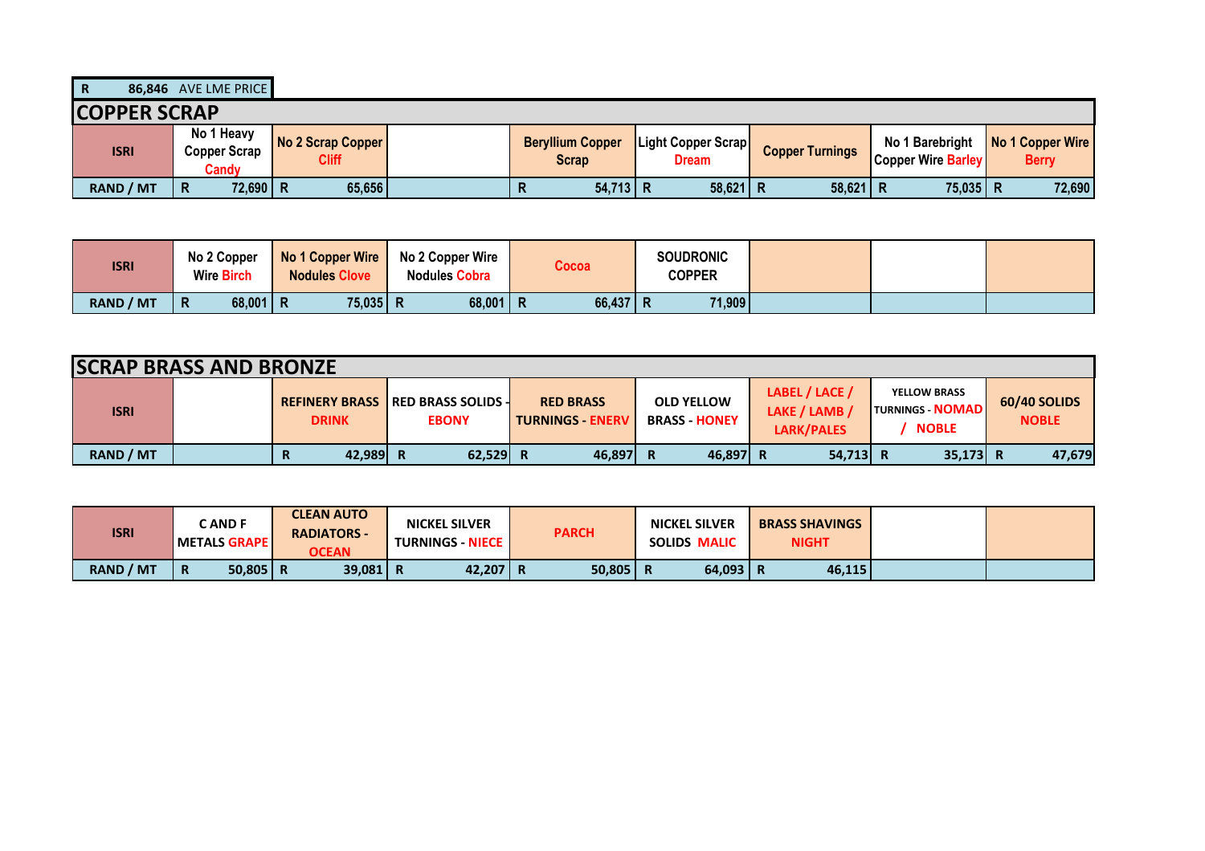| R | 86,846 | AVE LME PRICE |
|---|---|---|

## COPPER SCRAP

| ISRI | No 1 Heavy Copper Scrap Candy | No 2 Scrap Copper Cliff | | Beryllium Copper Scrap | Light Copper Scrap Dream | Copper Turnings | No 1 Barebright Copper Wire Barley | No 1 Copper Wire Berry |
|---|---|---|---|---|---|---|---|---|
| RAND / MT | R 72,690 | R 65,656 | | R 54,713 | R 58,621 | R 58,621 | R 75,035 | R 72,690 |

| ISRI | No 2 Copper Wire Birch | No 1 Copper Wire Nodules Clove | No 2 Copper Wire Nodules Cobra | Cocoa | SOUDRONIC COPPER | | | |
|---|---|---|---|---|---|---|---|---|
| RAND / MT | R 68,001 | R 75,035 | R 68,001 | R 66,437 | R 71,909 | | | |

## SCRAP BRASS AND BRONZE

| ISRI | | REFINERY BRASS DRINK | RED BRASS SOLIDS - EBONY | RED BRASS TURNINGS - ENERV | OLD YELLOW BRASS - HONEY | LABEL / LACE / LAKE / LAMB / LARK/PALES | YELLOW BRASS TURNINGS - NOMAD / NOBLE | 60/40 SOLIDS NOBLE |
|---|---|---|---|---|---|---|---|---|
| RAND / MT | | R 42,989 | R 62,529 | R 46,897 | R 46,897 | R 54,713 | R 35,173 | R 47,679 |

| ISRI | C AND F METALS GRAPE | CLEAN AUTO RADIATORS - OCEAN | NICKEL SILVER TURNINGS - NIECE | PARCH | NICKEL SILVER SOLIDS MALIC | BRASS SHAVINGS NIGHT | | |
|---|---|---|---|---|---|---|---|---|
| RAND / MT | R 50,805 | R 39,081 | R 42,207 | R 50,805 | R 64,093 | R 46,115 | | |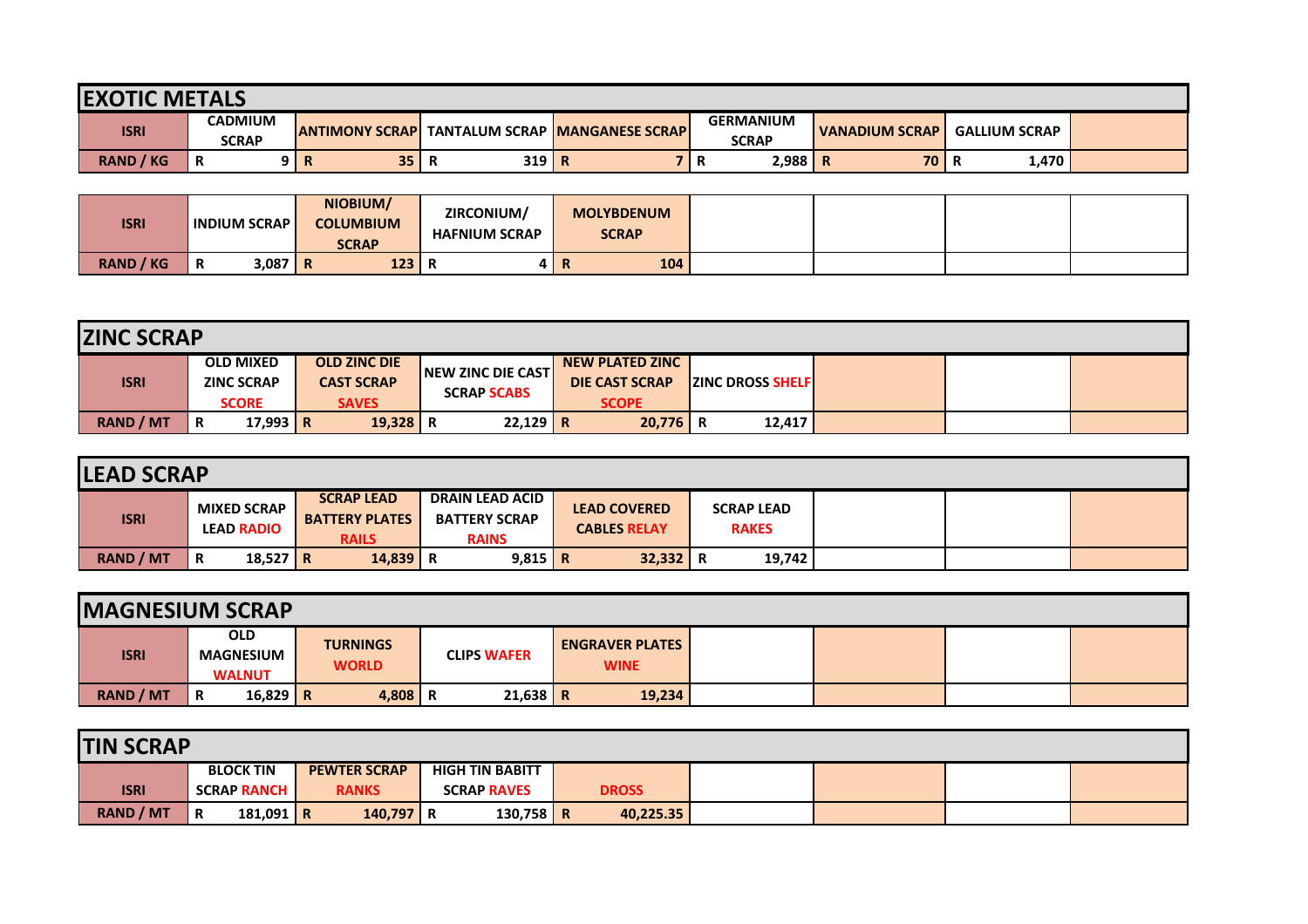## EXOTIC METALS

| ISRI | CADMIUM SCRAP | ANTIMONY SCRAP | TANTALUM SCRAP | MANGANESE SCRAP | GERMANIUM SCRAP | VANADIUM SCRAP | GALLIUM SCRAP | |
|---|---|---|---|---|---|---|---|---|
| RAND / KG | R 9 | R 35 | R 319 | R 7 | R 2,988 | R 70 | R 1,470 | |

| ISRI | INDIUM SCRAP | NIOBIUM/ COLUMBIUM SCRAP | ZIRCONIUM/ HAFNIUM SCRAP | MOLYBDENUM SCRAP | | | | |
|---|---|---|---|---|---|---|---|---|
| RAND / KG | R 3,087 | R 123 | R 4 | R 104 | | | | |

## ZINC SCRAP

| ISRI | OLD MIXED ZINC SCRAP SCORE | OLD ZINC DIE CAST SCRAP SAVES | NEW ZINC DIE CAST SCRAP SCABS | NEW PLATED ZINC DIE CAST SCRAP SCOPE | ZINC DROSS SHELF | | | |
|---|---|---|---|---|---|---|---|---|
| RAND / MT | R 17,993 | R 19,328 | R 22,129 | R 20,776 | R 12,417 | | | |

## LEAD SCRAP

| ISRI | MIXED SCRAP LEAD RADIO | SCRAP LEAD BATTERY PLATES RAILS | DRAIN LEAD ACID BATTERY SCRAP RAINS | LEAD COVERED CABLES RELAY | SCRAP LEAD RAKES | | | |
|---|---|---|---|---|---|---|---|---|
| RAND / MT | R 18,527 | R 14,839 | R 9,815 | R 32,332 | R 19,742 | | | |

## MAGNESIUM SCRAP

| ISRI | OLD MAGNESIUM WALNUT | TURNINGS WORLD | CLIPS WAFER | ENGRAVER PLATES WINE | | | | |
|---|---|---|---|---|---|---|---|---|
| RAND / MT | R 16,829 | R 4,808 | R 21,638 | R 19,234 | | | | |

## TIN SCRAP

| ISRI | BLOCK TIN SCRAP RANCH | PEWTER SCRAP RANKS | HIGH TIN BABITT SCRAP RAVES | DROSS | | | | |
|---|---|---|---|---|---|---|---|---|
| RAND / MT | R 181,091 | R 140,797 | R 130,758 | R 40,225.35 | | | | |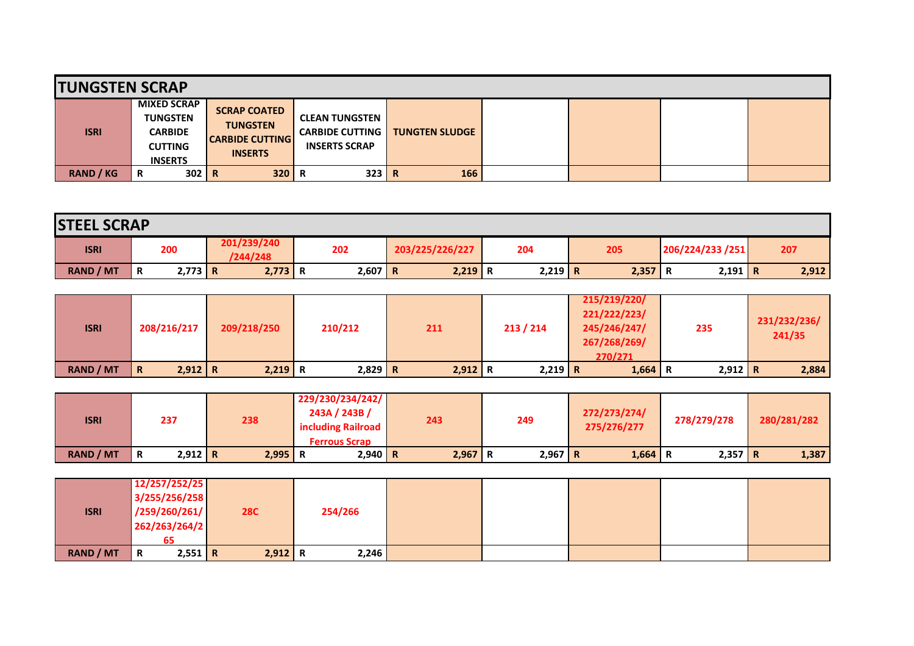## TUNGSTEN SCRAP

| ISRI | MIXED SCRAP TUNGSTEN CARBIDE CUTTING INSERTS | SCRAP COATED TUNGSTEN CARBIDE CUTTING INSERTS | CLEAN TUNGSTEN CARBIDE CUTTING INSERTS SCRAP | TUNGTEN SLUDGE | | | | |
|---|---|---|---|---|---|---|---|---|
| RAND / KG | R 302 | R 320 | R 323 | R 166 | | | | |

## STEEL SCRAP

| ISRI | 200 | 201/239/240 /244/248 | 202 | 203/225/226/227 | 204 | 205 | 206/224/233 /251 | 207 |
|---|---|---|---|---|---|---|---|---|
| RAND / MT | R 2,773 | R 2,773 | R 2,607 | R 2,219 | R 2,219 | R 2,357 | R 2,191 | R 2,912 |

| ISRI | 208/216/217 | 209/218/250 | 210/212 | 211 | 213 / 214 | 215/219/220/ 221/222/223/ 245/246/247/ 267/268/269/ 270/271 | 235 | 231/232/236/ 241/35 |
|---|---|---|---|---|---|---|---|---|
| RAND / MT | R 2,912 | R 2,219 | R 2,829 | R 2,912 | R 2,219 | R 1,664 | R 2,912 | R 2,884 |

| ISRI | 237 | 238 | 229/230/234/242/ 243A / 243B / including Railroad Ferrous Scrap | 243 | 249 | 272/273/274/ 275/276/277 | 278/279/278 | 280/281/282 |
|---|---|---|---|---|---|---|---|---|
| RAND / MT | R 2,912 | R 2,995 | R 2,940 | R 2,967 | R 2,967 | R 1,664 | R 2,357 | R 1,387 |

| ISRI | 12/257/252/253/255/256/258/259/260/261/262/263/264/265 | 28C | 254/266 | | | | | |
|---|---|---|---|---|---|---|---|---|
| RAND / MT | R 2,551 | R 2,912 | R 2,246 | | | | | |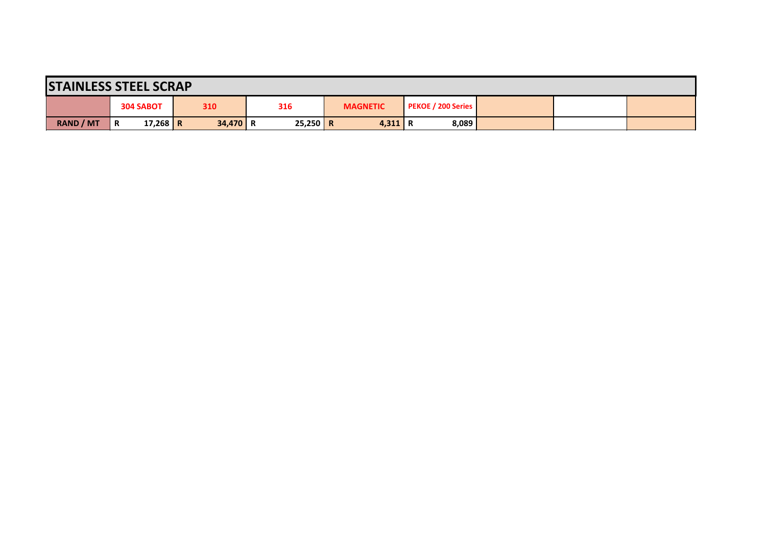## STAINLESS STEEL SCRAP

| | 304 SABOT | 310 | 316 | MAGNETIC | PEKOE / 200 Series | | | |
|---|---|---|---|---|---|---|---|---|
| RAND / MT | R 17,268 | R 34,470 | R 25,250 | R 4,311 | R 8,089 | | | |